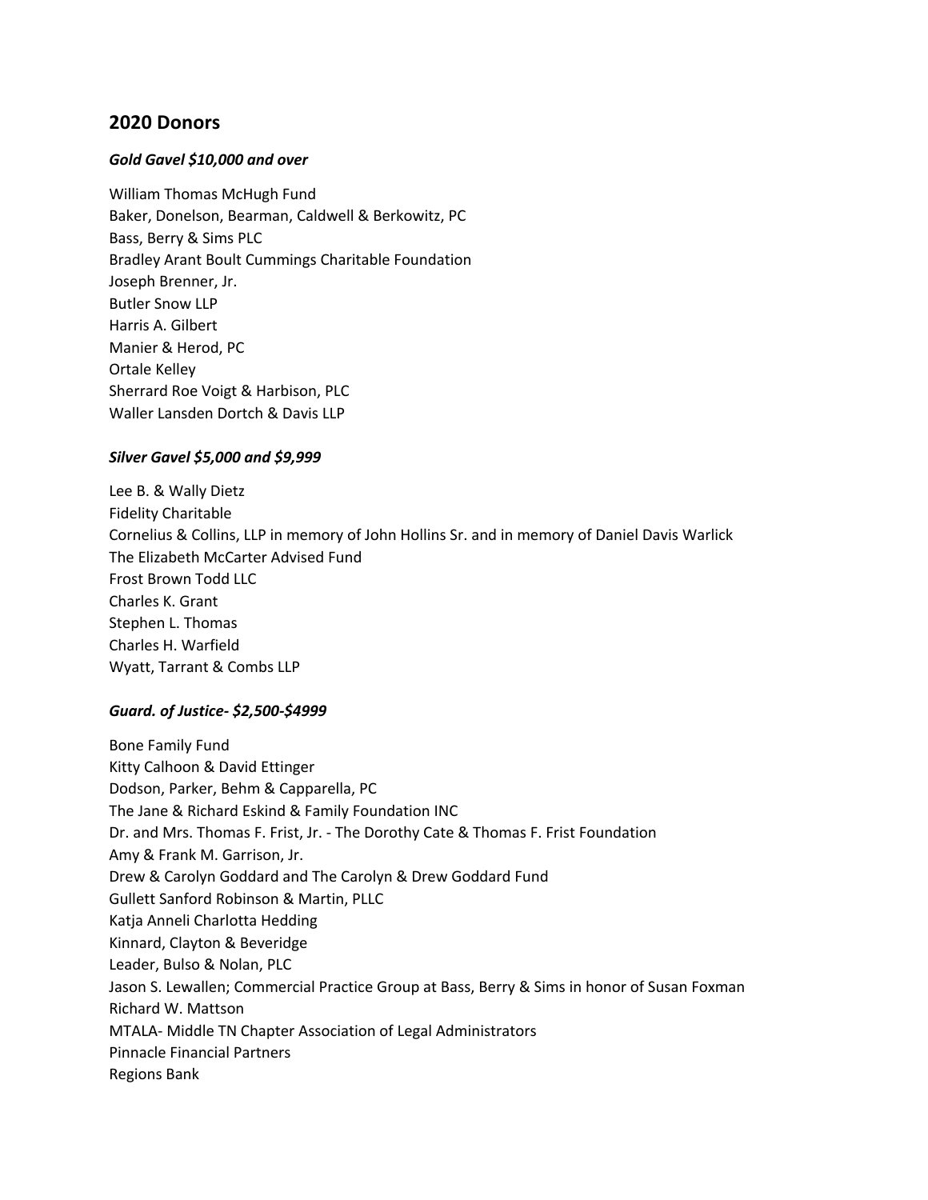## 2020 Donors

### *Gold Gavel $10,000 and over*

William Thomas McHugh Fund
Baker, Donelson, Bearman, Caldwell & Berkowitz, PC
Bass, Berry & Sims PLC
Bradley Arant Boult Cummings Charitable Foundation
Joseph Brenner, Jr.
Butler Snow LLP
Harris A. Gilbert
Manier & Herod, PC
Ortale Kelley
Sherrard Roe Voigt & Harbison, PLC
Waller Lansden Dortch & Davis LLP

### *Silver Gavel $5,000 and $9,999*

Lee B. & Wally Dietz
Fidelity Charitable
Cornelius & Collins, LLP in memory of John Hollins Sr. and in memory of Daniel Davis Warlick
The Elizabeth McCarter Advised Fund
Frost Brown Todd LLC
Charles K. Grant
Stephen L. Thomas
Charles H. Warfield
Wyatt, Tarrant & Combs LLP

### *Guard. of Justice- $2,500-$4999*

Bone Family Fund
Kitty Calhoon & David Ettinger
Dodson, Parker, Behm & Capparella, PC
The Jane & Richard Eskind & Family Foundation INC
Dr. and Mrs. Thomas F. Frist, Jr. - The Dorothy Cate & Thomas F. Frist Foundation
Amy & Frank M. Garrison, Jr.
Drew & Carolyn Goddard and The Carolyn & Drew Goddard Fund
Gullett Sanford Robinson & Martin, PLLC
Katja Anneli Charlotta Hedding
Kinnard, Clayton & Beveridge
Leader, Bulso & Nolan, PLC
Jason S. Lewallen; Commercial Practice Group at Bass, Berry & Sims in honor of Susan Foxman
Richard W. Mattson
MTALA- Middle TN Chapter Association of Legal Administrators
Pinnacle Financial Partners
Regions Bank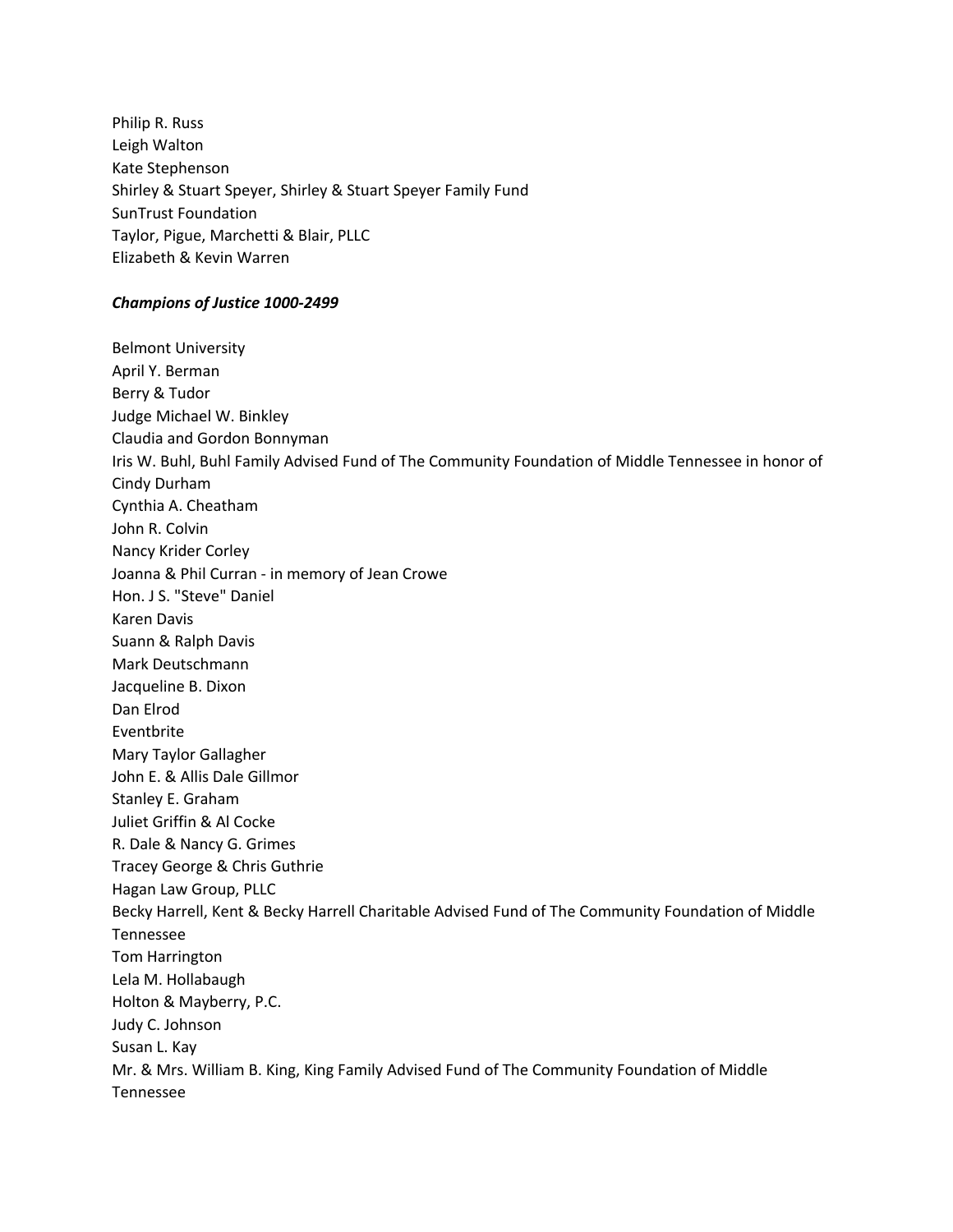Philip R. Russ
Leigh Walton
Kate Stephenson
Shirley & Stuart Speyer, Shirley & Stuart Speyer Family Fund
SunTrust Foundation
Taylor, Pigue, Marchetti & Blair, PLLC
Elizabeth & Kevin Warren

***Champions of Justice 1000-2499***

Belmont University
April Y. Berman
Berry & Tudor
Judge Michael W. Binkley
Claudia and Gordon Bonnyman
Iris W. Buhl, Buhl Family Advised Fund of The Community Foundation of Middle Tennessee in honor of Cindy Durham
Cynthia A. Cheatham
John R. Colvin
Nancy Krider Corley
Joanna & Phil Curran - in memory of Jean Crowe
Hon. J S. "Steve" Daniel
Karen Davis
Suann & Ralph Davis
Mark Deutschmann
Jacqueline B. Dixon
Dan Elrod
Eventbrite
Mary Taylor Gallagher
John E. & Allis Dale Gillmor
Stanley E. Graham
Juliet Griffin & Al Cocke
R. Dale & Nancy G. Grimes
Tracey George & Chris Guthrie
Hagan Law Group, PLLC
Becky Harrell, Kent & Becky Harrell Charitable Advised Fund of The Community Foundation of Middle Tennessee
Tom Harrington
Lela M. Hollabaugh
Holton & Mayberry, P.C.
Judy C. Johnson
Susan L. Kay
Mr. & Mrs. William B. King, King Family Advised Fund of The Community Foundation of Middle Tennessee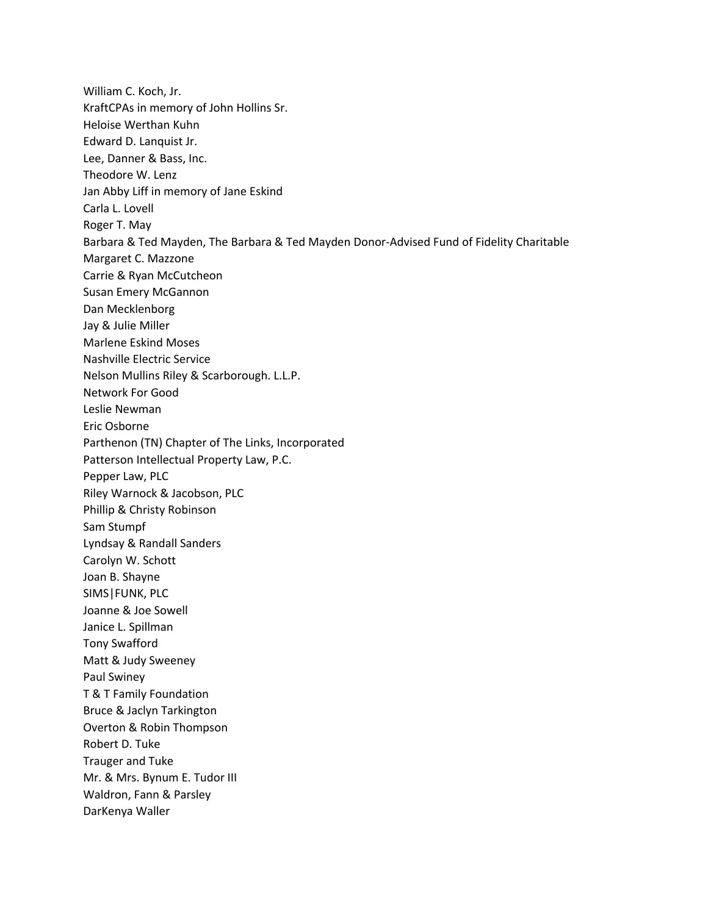William C. Koch, Jr.
KraftCPAs in memory of John Hollins Sr.
Heloise Werthan Kuhn
Edward D. Lanquist Jr.
Lee, Danner & Bass, Inc.
Theodore W. Lenz
Jan Abby Liff in memory of Jane Eskind
Carla L. Lovell
Roger T. May
Barbara & Ted Mayden, The Barbara & Ted Mayden Donor-Advised Fund of Fidelity Charitable
Margaret C. Mazzone
Carrie & Ryan McCutcheon
Susan Emery McGannon
Dan Mecklenborg
Jay & Julie Miller
Marlene Eskind Moses
Nashville Electric Service
Nelson Mullins Riley & Scarborough. L.L.P.
Network For Good
Leslie Newman
Eric Osborne
Parthenon (TN) Chapter of The Links, Incorporated
Patterson Intellectual Property Law, P.C.
Pepper Law, PLC
Riley Warnock & Jacobson, PLC
Phillip & Christy Robinson
Sam Stumpf
Lyndsay & Randall Sanders
Carolyn W. Schott
Joan B. Shayne
SIMS|FUNK, PLC
Joanne & Joe Sowell
Janice L. Spillman
Tony Swafford
Matt & Judy Sweeney
Paul Swiney
T & T Family Foundation
Bruce & Jaclyn Tarkington
Overton & Robin Thompson
Robert D. Tuke
Trauger and Tuke
Mr. & Mrs. Bynum E. Tudor III
Waldron, Fann & Parsley
DarKenya Waller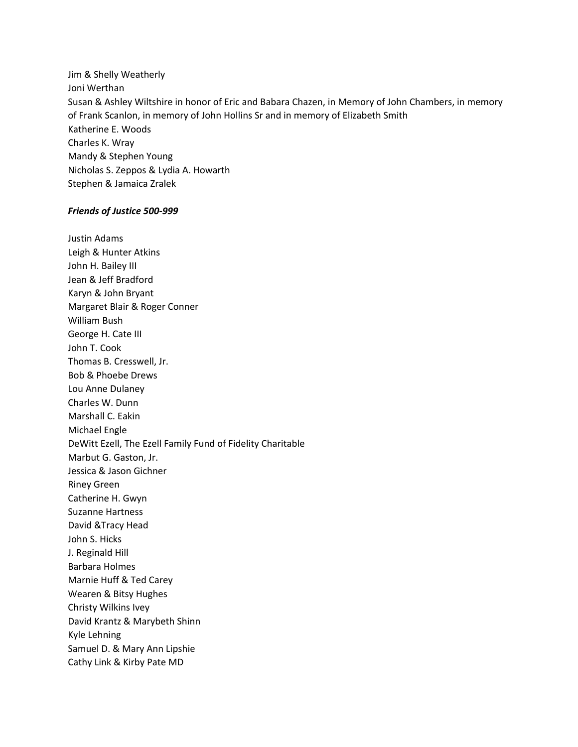Jim & Shelly Weatherly
Joni Werthan
Susan & Ashley Wiltshire in honor of Eric and Babara Chazen, in Memory of John Chambers, in memory of Frank Scanlon, in memory of John Hollins Sr and in memory of Elizabeth Smith
Katherine E. Woods
Charles K. Wray
Mandy & Stephen Young
Nicholas S. Zeppos & Lydia A. Howarth
Stephen & Jamaica Zralek

***Friends of Justice 500-999***

Justin Adams
Leigh & Hunter Atkins
John H. Bailey III
Jean & Jeff Bradford
Karyn & John Bryant
Margaret Blair & Roger Conner
William Bush
George H. Cate III
John T. Cook
Thomas B. Cresswell, Jr.
Bob & Phoebe Drews
Lou Anne Dulaney
Charles W. Dunn
Marshall C. Eakin
Michael Engle
DeWitt Ezell, The Ezell Family Fund of Fidelity Charitable
Marbut G. Gaston, Jr.
Jessica & Jason Gichner
Riney Green
Catherine H. Gwyn
Suzanne Hartness
David &Tracy Head
John S. Hicks
J. Reginald Hill
Barbara Holmes
Marnie Huff & Ted Carey
Wearen & Bitsy Hughes
Christy Wilkins Ivey
David Krantz & Marybeth Shinn
Kyle Lehning
Samuel D. & Mary Ann Lipshie
Cathy Link & Kirby Pate MD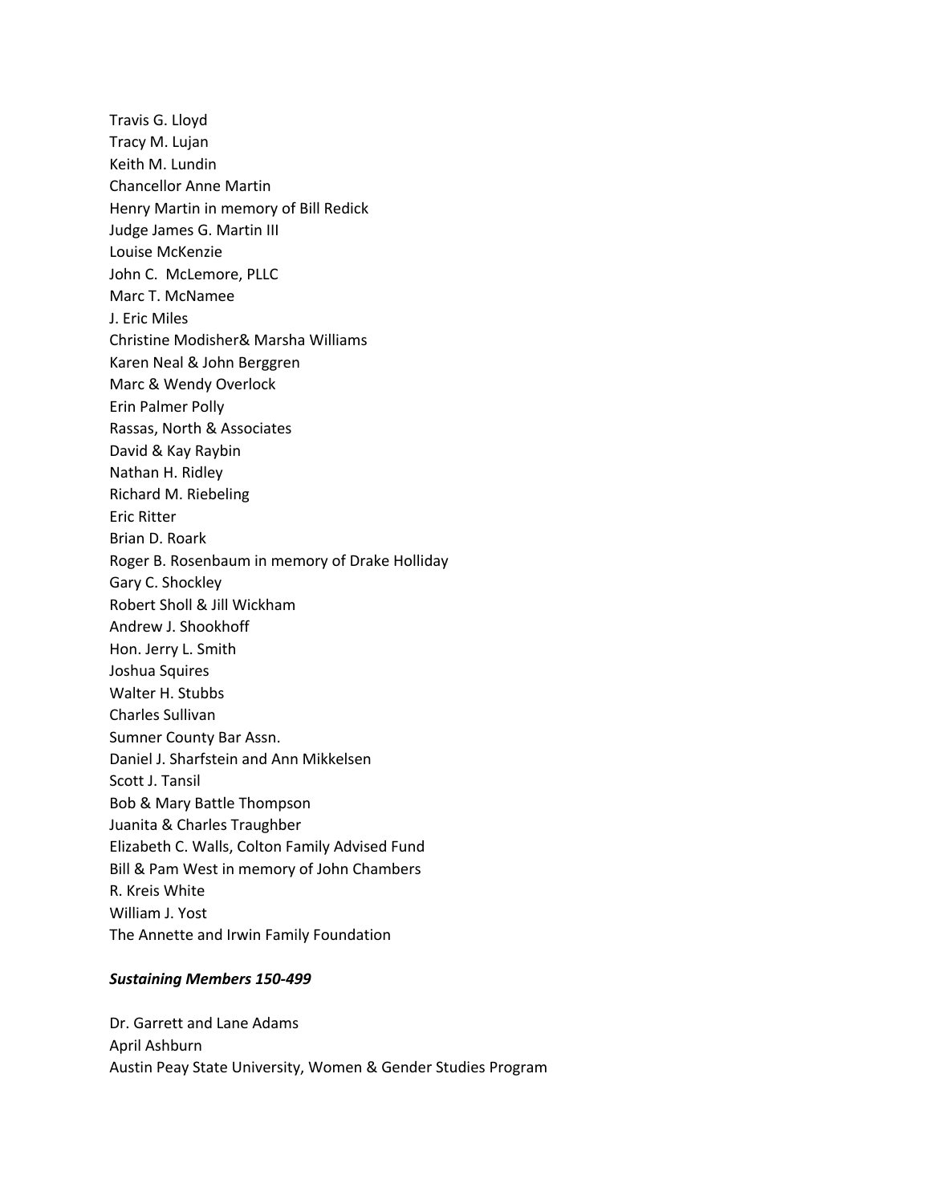Travis G. Lloyd
Tracy M. Lujan
Keith M. Lundin
Chancellor Anne Martin
Henry Martin in memory of Bill Redick
Judge James G. Martin III
Louise McKenzie
John C. McLemore, PLLC
Marc T. McNamee
J. Eric Miles
Christine Modisher& Marsha Williams
Karen Neal & John Berggren
Marc & Wendy Overlock
Erin Palmer Polly
Rassas, North & Associates
David & Kay Raybin
Nathan H. Ridley
Richard M. Riebeling
Eric Ritter
Brian D. Roark
Roger B. Rosenbaum in memory of Drake Holliday
Gary C. Shockley
Robert Sholl & Jill Wickham
Andrew J. Shookhoff
Hon. Jerry L. Smith
Joshua Squires
Walter H. Stubbs
Charles Sullivan
Sumner County Bar Assn.
Daniel J. Sharfstein and Ann Mikkelsen
Scott J. Tansil
Bob & Mary Battle Thompson
Juanita & Charles Traughber
Elizabeth C. Walls, Colton Family Advised Fund
Bill & Pam West in memory of John Chambers
R. Kreis White
William J. Yost
The Annette and Irwin Family Foundation

***Sustaining Members 150-499***

Dr. Garrett and Lane Adams
April Ashburn
Austin Peay State University, Women & Gender Studies Program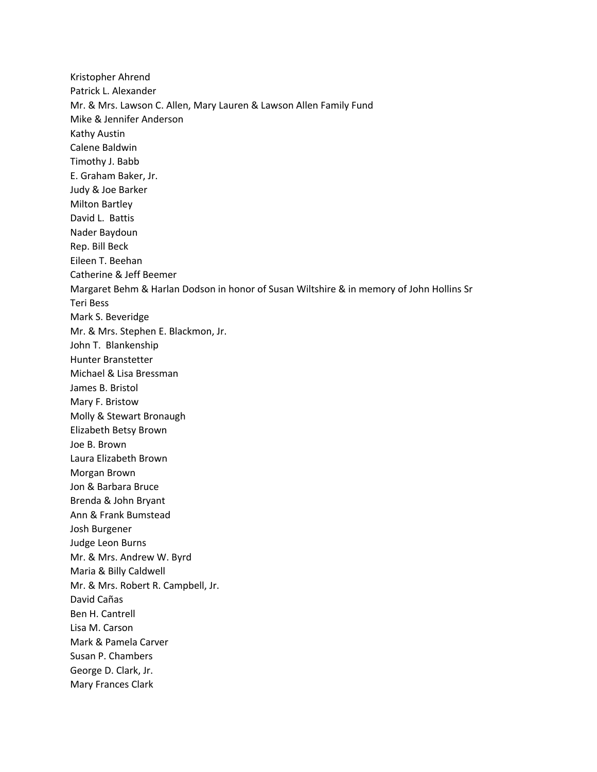Kristopher Ahrend
Patrick L. Alexander
Mr. & Mrs. Lawson C. Allen, Mary Lauren & Lawson Allen Family Fund
Mike & Jennifer Anderson
Kathy Austin
Calene Baldwin
Timothy J. Babb
E. Graham Baker, Jr.
Judy & Joe Barker
Milton Bartley
David L. Battis
Nader Baydoun
Rep. Bill Beck
Eileen T. Beehan
Catherine & Jeff Beemer
Margaret Behm & Harlan Dodson in honor of Susan Wiltshire & in memory of John Hollins Sr
Teri Bess
Mark S. Beveridge
Mr. & Mrs. Stephen E. Blackmon, Jr.
John T. Blankenship
Hunter Branstetter
Michael & Lisa Bressman
James B. Bristol
Mary F. Bristow
Molly & Stewart Bronaugh
Elizabeth Betsy Brown
Joe B. Brown
Laura Elizabeth Brown
Morgan Brown
Jon & Barbara Bruce
Brenda & John Bryant
Ann & Frank Bumstead
Josh Burgener
Judge Leon Burns
Mr. & Mrs. Andrew W. Byrd
Maria & Billy Caldwell
Mr. & Mrs. Robert R. Campbell, Jr.
David Cañas
Ben H. Cantrell
Lisa M. Carson
Mark & Pamela Carver
Susan P. Chambers
George D. Clark, Jr.
Mary Frances Clark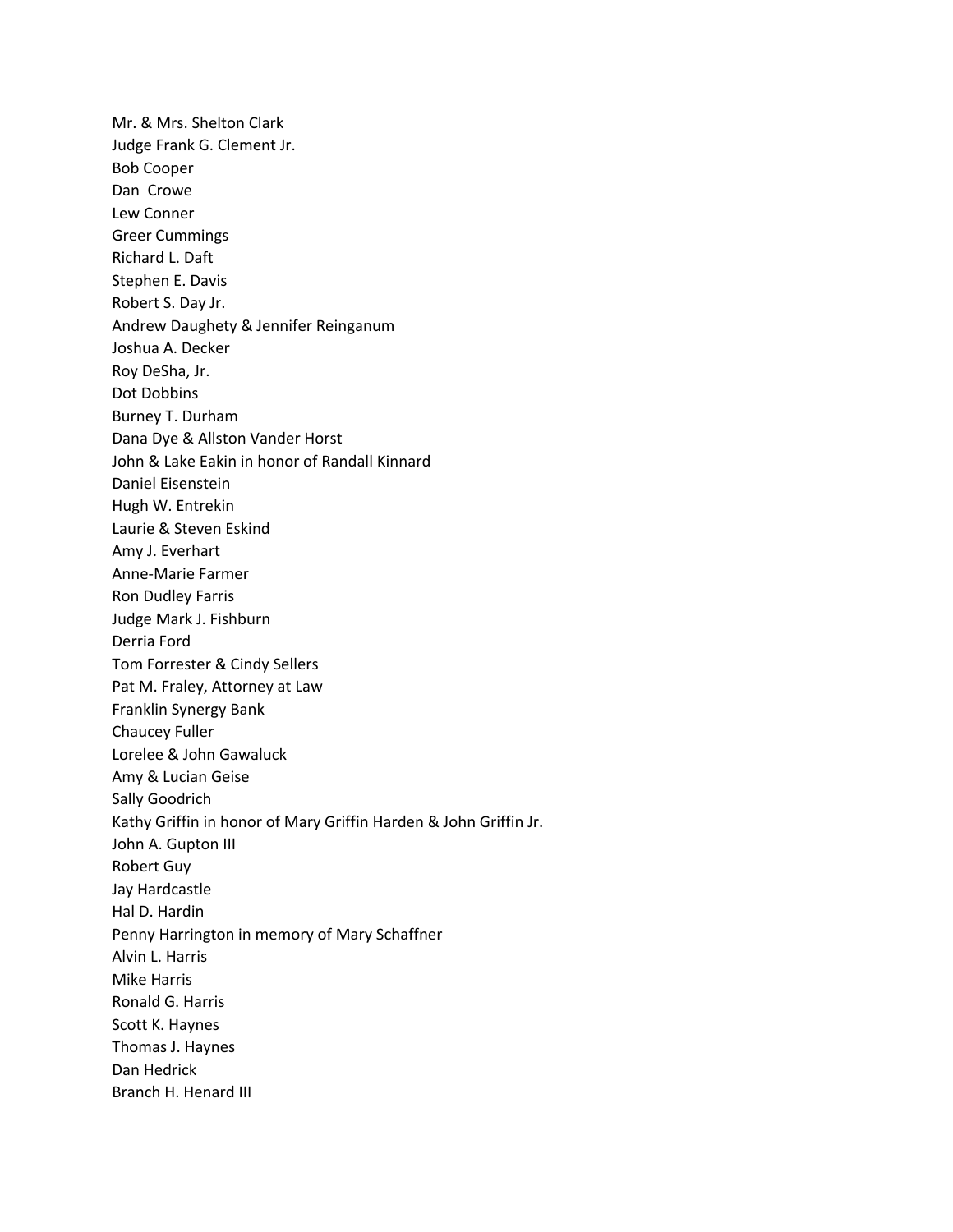Mr. & Mrs. Shelton Clark
Judge Frank G. Clement Jr.
Bob Cooper
Dan Crowe
Lew Conner
Greer Cummings
Richard L. Daft
Stephen E. Davis
Robert S. Day Jr.
Andrew Daughety & Jennifer Reinganum
Joshua A. Decker
Roy DeSha, Jr.
Dot Dobbins
Burney T. Durham
Dana Dye & Allston Vander Horst
John & Lake Eakin in honor of Randall Kinnard
Daniel Eisenstein
Hugh W. Entrekin
Laurie & Steven Eskind
Amy J. Everhart
Anne-Marie Farmer
Ron Dudley Farris
Judge Mark J. Fishburn
Derria Ford
Tom Forrester & Cindy Sellers
Pat M. Fraley, Attorney at Law
Franklin Synergy Bank
Chaucey Fuller
Lorelee & John Gawaluck
Amy & Lucian Geise
Sally Goodrich
Kathy Griffin in honor of Mary Griffin Harden & John Griffin Jr.
John A. Gupton III
Robert Guy
Jay Hardcastle
Hal D. Hardin
Penny Harrington in memory of Mary Schaffner
Alvin L. Harris
Mike Harris
Ronald G. Harris
Scott K. Haynes
Thomas J. Haynes
Dan Hedrick
Branch H. Henard III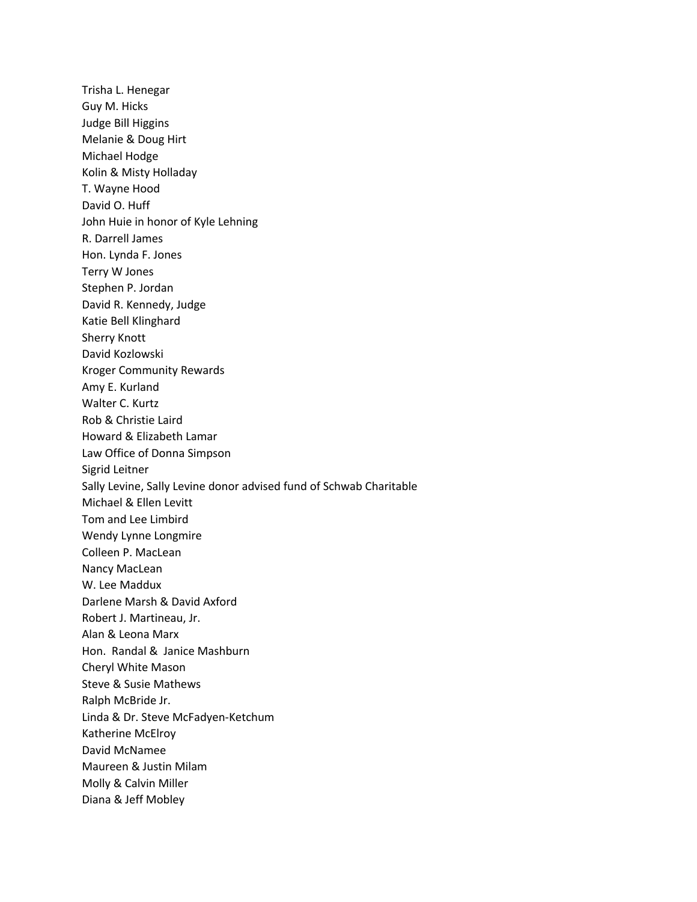Trisha L. Henegar
Guy M. Hicks
Judge Bill Higgins
Melanie & Doug Hirt
Michael Hodge
Kolin & Misty Holladay
T. Wayne Hood
David O. Huff
John Huie in honor of Kyle Lehning
R. Darrell James
Hon. Lynda F. Jones
Terry W Jones
Stephen P. Jordan
David R. Kennedy, Judge
Katie Bell Klinghard
Sherry Knott
David Kozlowski
Kroger Community Rewards
Amy E. Kurland
Walter C. Kurtz
Rob & Christie Laird
Howard & Elizabeth Lamar
Law Office of Donna Simpson
Sigrid Leitner
Sally Levine, Sally Levine donor advised fund of Schwab Charitable
Michael & Ellen Levitt
Tom and Lee Limbird
Wendy Lynne Longmire
Colleen P. MacLean
Nancy MacLean
W. Lee Maddux
Darlene Marsh & David Axford
Robert J. Martineau, Jr.
Alan & Leona Marx
Hon. Randal & Janice Mashburn
Cheryl White Mason
Steve & Susie Mathews
Ralph McBride Jr.
Linda & Dr. Steve McFadyen-Ketchum
Katherine McElroy
David McNamee
Maureen & Justin Milam
Molly & Calvin Miller
Diana & Jeff Mobley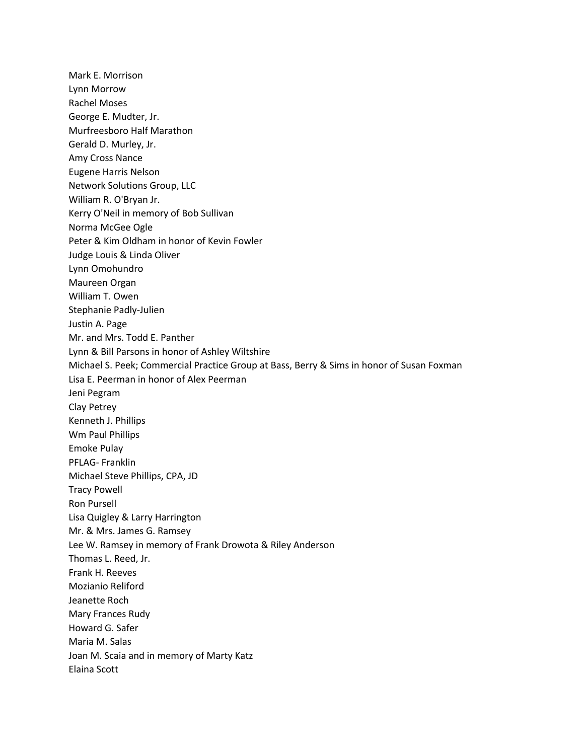Mark E. Morrison
Lynn Morrow
Rachel Moses
George E. Mudter, Jr.
Murfreesboro Half Marathon
Gerald D. Murley, Jr.
Amy Cross Nance
Eugene Harris Nelson
Network Solutions Group, LLC
William R. O'Bryan Jr.
Kerry O'Neil in memory of Bob Sullivan
Norma McGee Ogle
Peter & Kim Oldham in honor of Kevin Fowler
Judge Louis & Linda Oliver
Lynn Omohundro
Maureen Organ
William T. Owen
Stephanie Padly-Julien
Justin A. Page
Mr. and Mrs. Todd E. Panther
Lynn & Bill Parsons in honor of Ashley Wiltshire
Michael S. Peek; Commercial Practice Group at Bass, Berry & Sims in honor of Susan Foxman
Lisa E. Peerman in honor of Alex Peerman
Jeni Pegram
Clay Petrey
Kenneth J. Phillips
Wm Paul Phillips
Emoke Pulay
PFLAG- Franklin
Michael Steve Phillips, CPA, JD
Tracy Powell
Ron Pursell
Lisa Quigley & Larry Harrington
Mr. & Mrs. James G. Ramsey
Lee W. Ramsey in memory of Frank Drowota & Riley Anderson
Thomas L. Reed, Jr.
Frank H. Reeves
Mozianio Reliford
Jeanette Roch
Mary Frances Rudy
Howard G. Safer
Maria M. Salas
Joan M. Scaia and in memory of Marty Katz
Elaina Scott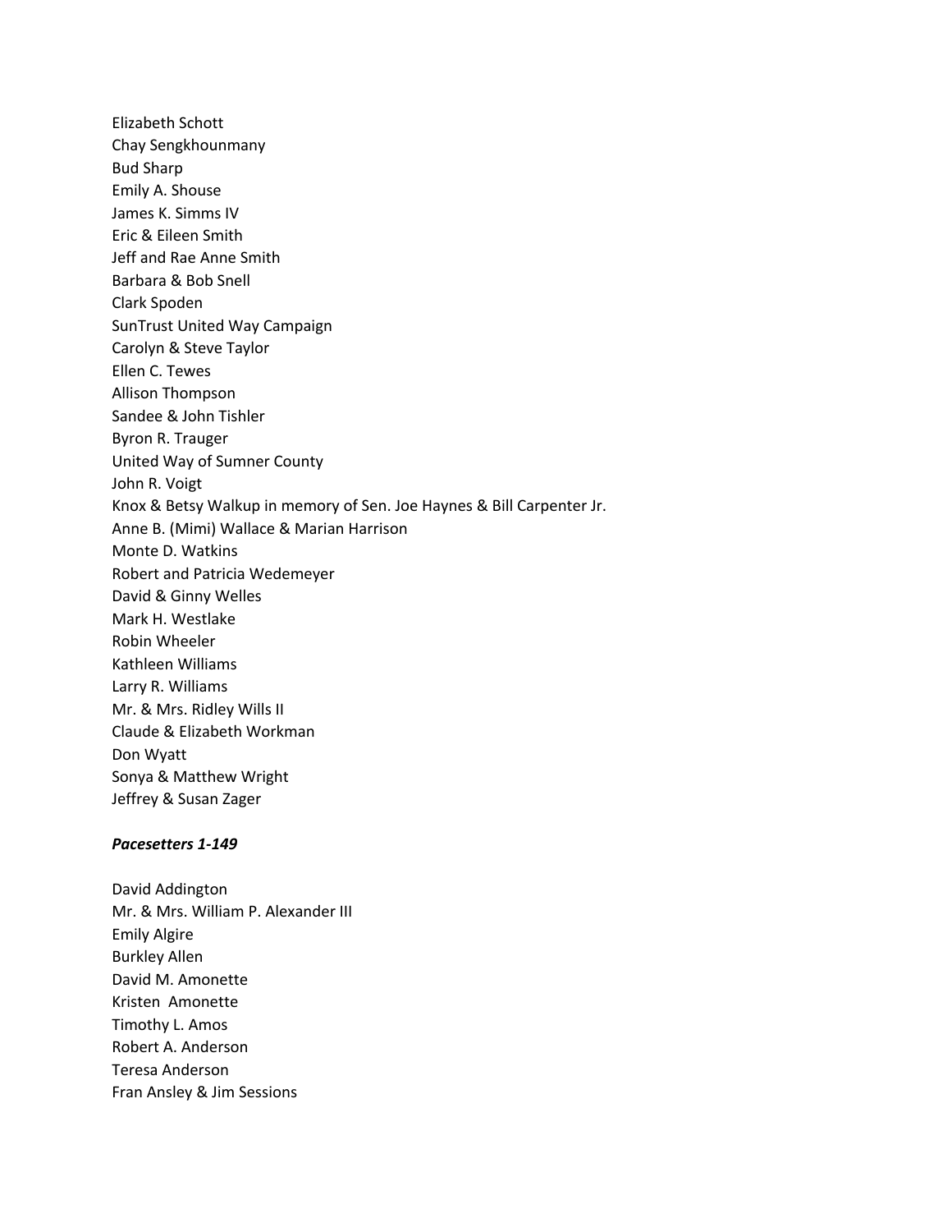Elizabeth Schott
Chay Sengkhounmany
Bud Sharp
Emily A. Shouse
James K. Simms IV
Eric & Eileen Smith
Jeff and Rae Anne Smith
Barbara & Bob Snell
Clark Spoden
SunTrust United Way Campaign
Carolyn & Steve Taylor
Ellen C. Tewes
Allison Thompson
Sandee & John Tishler
Byron R. Trauger
United Way of Sumner County
John R. Voigt
Knox & Betsy Walkup in memory of Sen. Joe Haynes & Bill Carpenter Jr.
Anne B. (Mimi) Wallace & Marian Harrison
Monte D. Watkins
Robert and Patricia Wedemeyer
David & Ginny Welles
Mark H. Westlake
Robin Wheeler
Kathleen Williams
Larry R. Williams
Mr. & Mrs. Ridley Wills II
Claude & Elizabeth Workman
Don Wyatt
Sonya & Matthew Wright
Jeffrey & Susan Zager

***Pacesetters 1-149***

David Addington
Mr. & Mrs. William P. Alexander III
Emily Algire
Burkley Allen
David M. Amonette
Kristen Amonette
Timothy L. Amos
Robert A. Anderson
Teresa Anderson
Fran Ansley & Jim Sessions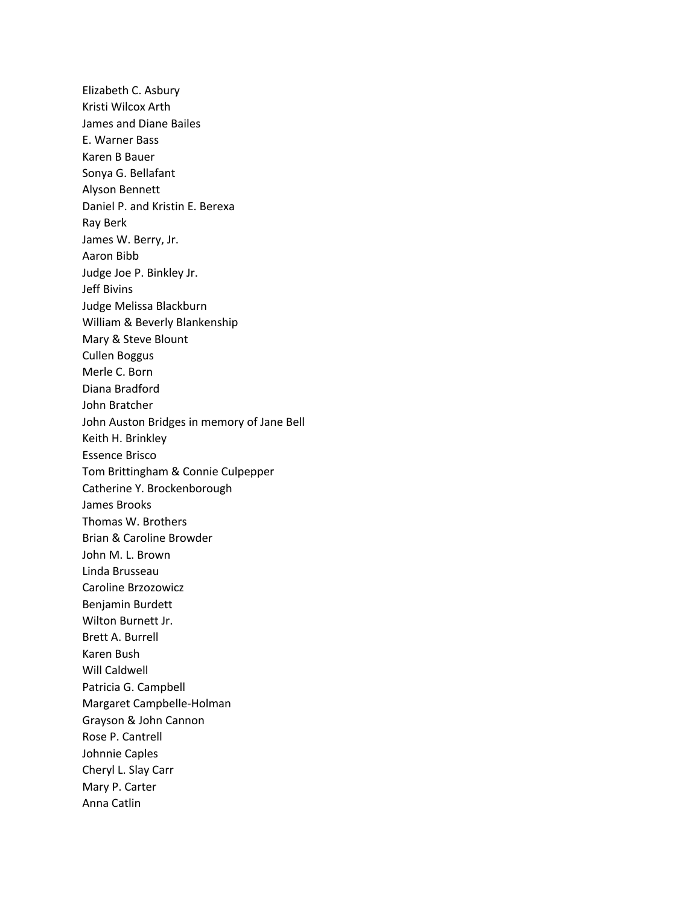Elizabeth C. Asbury
Kristi Wilcox Arth
James and Diane Bailes
E. Warner Bass
Karen B Bauer
Sonya G. Bellafant
Alyson Bennett
Daniel P. and Kristin E. Berexa
Ray Berk
James W. Berry, Jr.
Aaron Bibb
Judge Joe P. Binkley Jr.
Jeff Bivins
Judge Melissa Blackburn
William & Beverly Blankenship
Mary & Steve Blount
Cullen Boggus
Merle C. Born
Diana Bradford
John Bratcher
John Auston Bridges in memory of Jane Bell
Keith H. Brinkley
Essence Brisco
Tom Brittingham & Connie Culpepper
Catherine Y. Brockenborough
James Brooks
Thomas W. Brothers
Brian & Caroline Browder
John M. L. Brown
Linda Brusseau
Caroline Brzozowicz
Benjamin Burdett
Wilton Burnett Jr.
Brett A. Burrell
Karen Bush
Will Caldwell
Patricia G. Campbell
Margaret Campbelle-Holman
Grayson & John Cannon
Rose P. Cantrell
Johnnie Caples
Cheryl L. Slay Carr
Mary P. Carter
Anna Catlin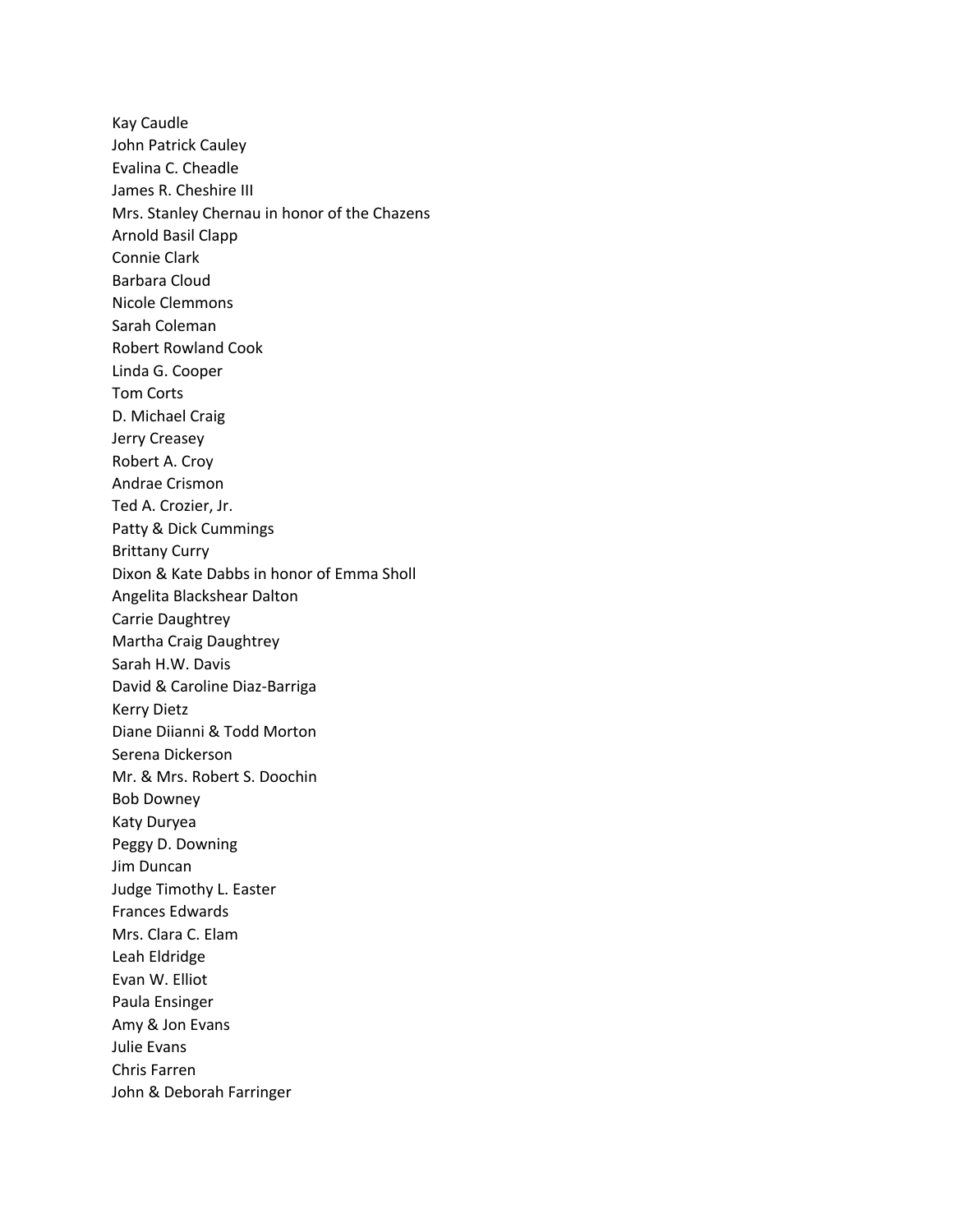Kay Caudle
John Patrick Cauley
Evalina C. Cheadle
James R. Cheshire III
Mrs. Stanley Chernau in honor of the Chazens
Arnold Basil Clapp
Connie Clark
Barbara Cloud
Nicole Clemmons
Sarah Coleman
Robert Rowland Cook
Linda G. Cooper
Tom Corts
D. Michael Craig
Jerry Creasey
Robert A. Croy
Andrae Crismon
Ted A. Crozier, Jr.
Patty & Dick Cummings
Brittany Curry
Dixon & Kate Dabbs in honor of Emma Sholl
Angelita Blackshear Dalton
Carrie Daughtrey
Martha Craig Daughtrey
Sarah H.W. Davis
David & Caroline Diaz-Barriga
Kerry Dietz
Diane Diianni & Todd Morton
Serena Dickerson
Mr. & Mrs. Robert S. Doochin
Bob Downey
Katy Duryea
Peggy D. Downing
Jim Duncan
Judge Timothy L. Easter
Frances Edwards
Mrs. Clara C. Elam
Leah Eldridge
Evan W. Elliot
Paula Ensinger
Amy & Jon Evans
Julie Evans
Chris Farren
John & Deborah Farringer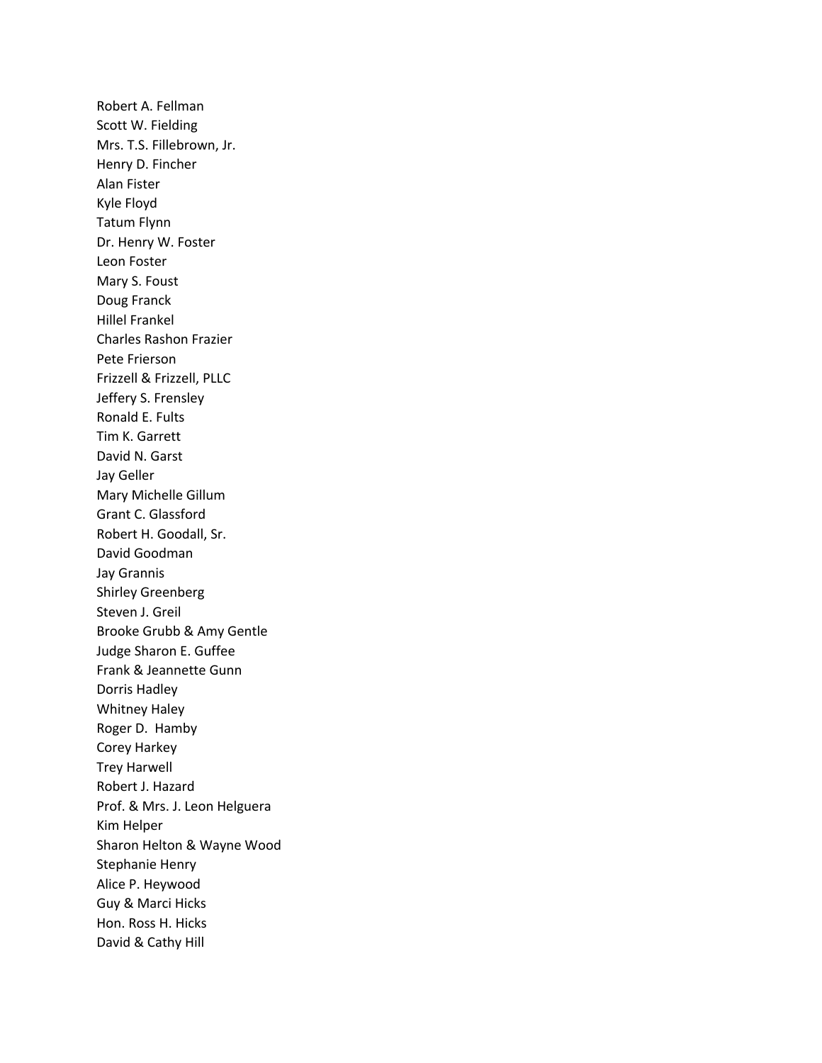Robert A. Fellman
Scott W. Fielding
Mrs. T.S. Fillebrown, Jr.
Henry D. Fincher
Alan Fister
Kyle Floyd
Tatum Flynn
Dr. Henry W. Foster
Leon Foster
Mary S. Foust
Doug Franck
Hillel Frankel
Charles Rashon Frazier
Pete Frierson
Frizzell & Frizzell, PLLC
Jeffery S. Frensley
Ronald E. Fults
Tim K. Garrett
David N. Garst
Jay Geller
Mary Michelle Gillum
Grant C. Glassford
Robert H. Goodall, Sr.
David Goodman
Jay Grannis
Shirley Greenberg
Steven J. Greil
Brooke Grubb & Amy Gentle
Judge Sharon E. Guffee
Frank & Jeannette Gunn
Dorris Hadley
Whitney Haley
Roger D. Hamby
Corey Harkey
Trey Harwell
Robert J. Hazard
Prof. & Mrs. J. Leon Helguera
Kim Helper
Sharon Helton & Wayne Wood
Stephanie Henry
Alice P. Heywood
Guy & Marci Hicks
Hon. Ross H. Hicks
David & Cathy Hill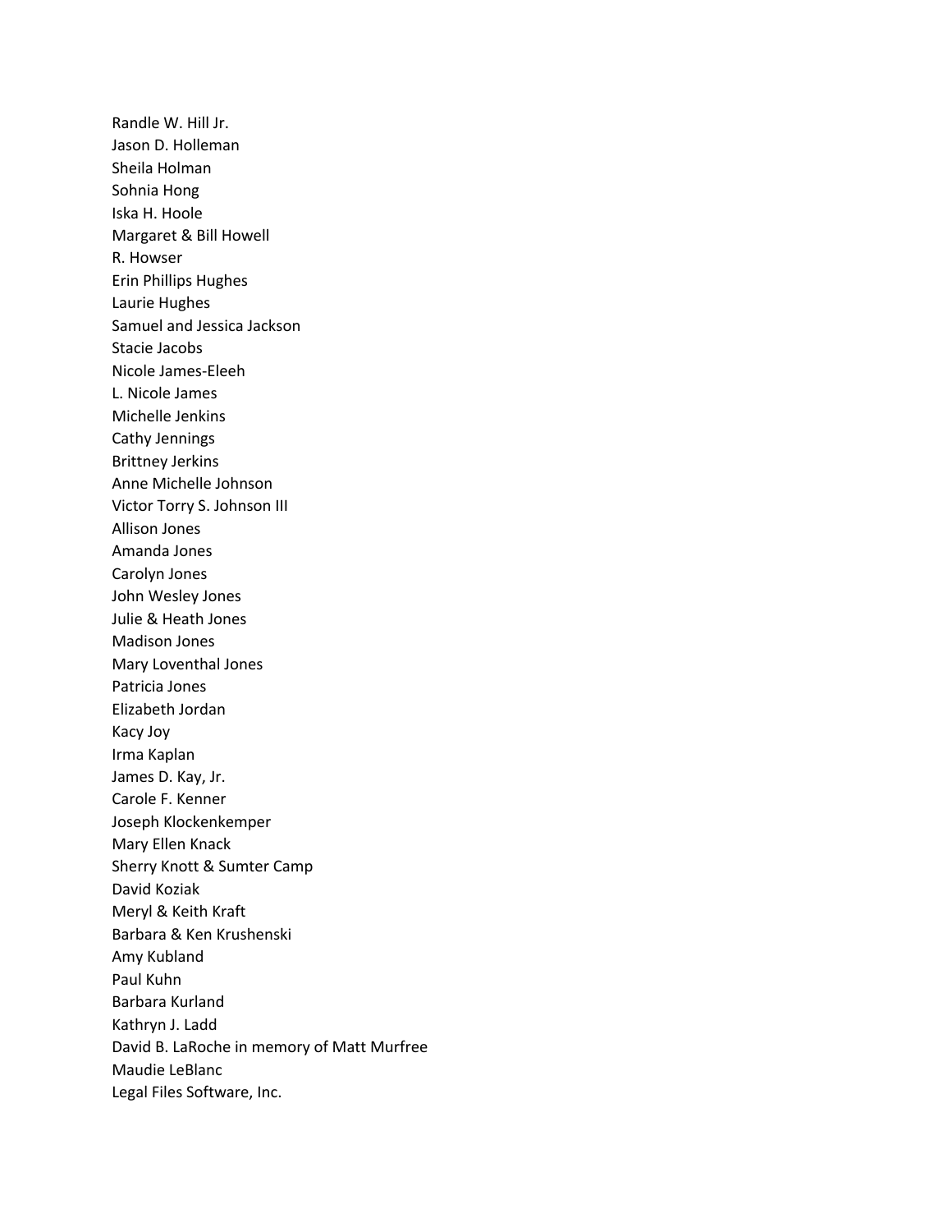Randle W. Hill Jr.
Jason D. Holleman
Sheila Holman
Sohnia Hong
Iska H. Hoole
Margaret & Bill Howell
R. Howser
Erin Phillips Hughes
Laurie Hughes
Samuel and Jessica Jackson
Stacie Jacobs
Nicole James-Eleeh
L. Nicole James
Michelle Jenkins
Cathy Jennings
Brittney Jerkins
Anne Michelle Johnson
Victor Torry S. Johnson III
Allison Jones
Amanda Jones
Carolyn Jones
John Wesley Jones
Julie & Heath Jones
Madison Jones
Mary Loventhal Jones
Patricia Jones
Elizabeth Jordan
Kacy Joy
Irma Kaplan
James D. Kay, Jr.
Carole F. Kenner
Joseph Klockenkemper
Mary Ellen Knack
Sherry Knott & Sumter Camp
David Koziak
Meryl & Keith Kraft
Barbara & Ken Krushenski
Amy Kubland
Paul Kuhn
Barbara Kurland
Kathryn J. Ladd
David B. LaRoche in memory of Matt Murfree
Maudie LeBlanc
Legal Files Software, Inc.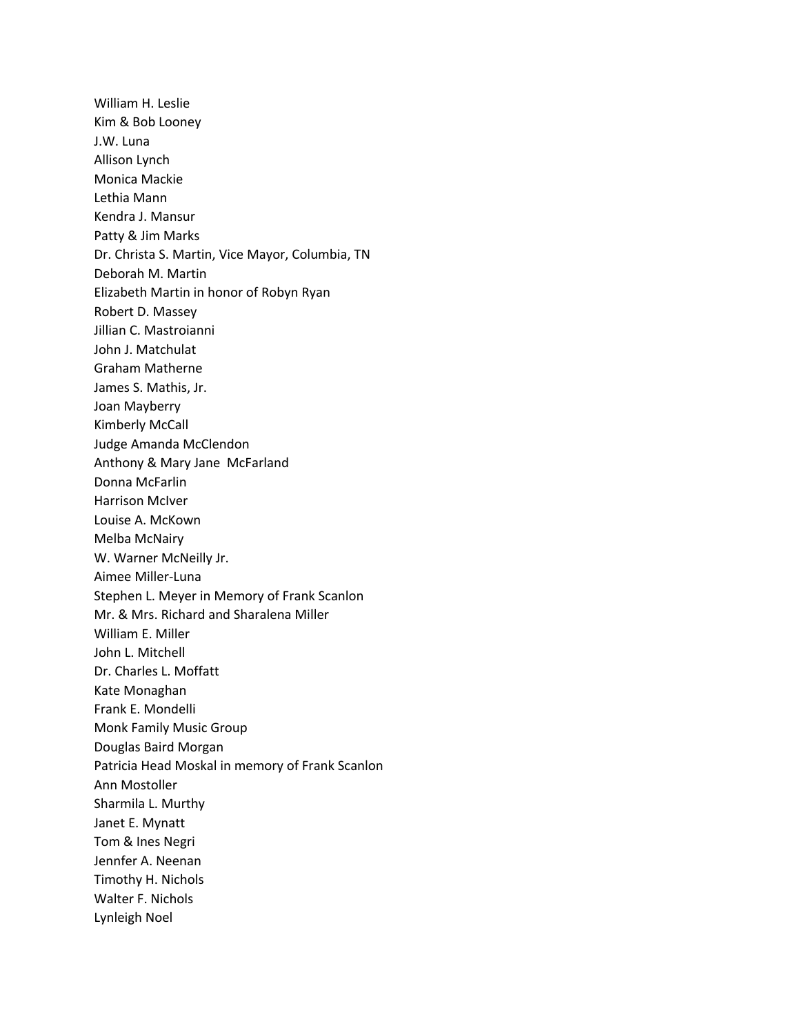William H. Leslie
Kim & Bob Looney
J.W. Luna
Allison Lynch
Monica Mackie
Lethia Mann
Kendra J. Mansur
Patty & Jim Marks
Dr. Christa S. Martin, Vice Mayor, Columbia, TN
Deborah M. Martin
Elizabeth Martin in honor of Robyn Ryan
Robert D. Massey
Jillian C. Mastroianni
John J. Matchulat
Graham Matherne
James S. Mathis, Jr.
Joan Mayberry
Kimberly McCall
Judge Amanda McClendon
Anthony & Mary Jane McFarland
Donna McFarlin
Harrison McIver
Louise A. McKown
Melba McNairy
W. Warner McNeilly Jr.
Aimee Miller-Luna
Stephen L. Meyer in Memory of Frank Scanlon
Mr. & Mrs. Richard and Sharalena Miller
William E. Miller
John L. Mitchell
Dr. Charles L. Moffatt
Kate Monaghan
Frank E. Mondelli
Monk Family Music Group
Douglas Baird Morgan
Patricia Head Moskal in memory of Frank Scanlon
Ann Mostoller
Sharmila L. Murthy
Janet E. Mynatt
Tom & Ines Negri
Jennfer A. Neenan
Timothy H. Nichols
Walter F. Nichols
Lynleigh Noel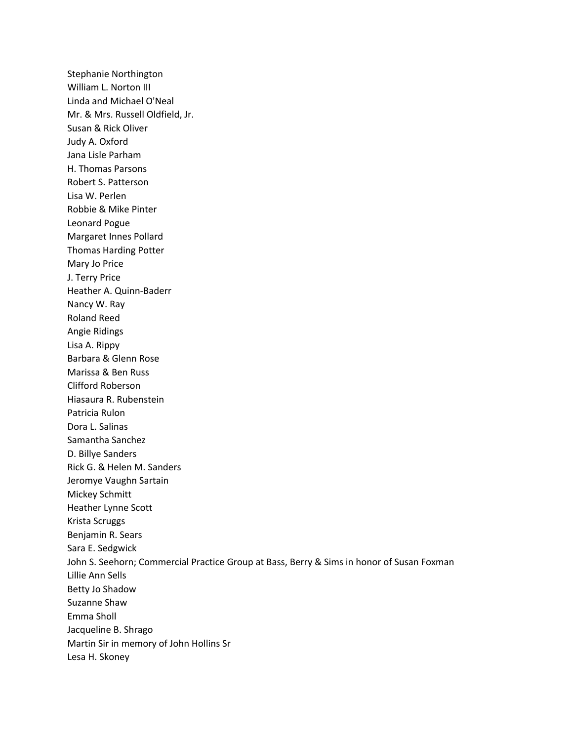Stephanie Northington
William L. Norton III
Linda and Michael O'Neal
Mr. & Mrs. Russell Oldfield, Jr.
Susan & Rick Oliver
Judy A. Oxford
Jana Lisle Parham
H. Thomas Parsons
Robert S. Patterson
Lisa W. Perlen
Robbie & Mike Pinter
Leonard Pogue
Margaret Innes Pollard
Thomas Harding Potter
Mary Jo Price
J. Terry Price
Heather A. Quinn-Baderr
Nancy W. Ray
Roland Reed
Angie Ridings
Lisa A. Rippy
Barbara & Glenn Rose
Marissa & Ben Russ
Clifford Roberson
Hiasaura R. Rubenstein
Patricia Rulon
Dora L. Salinas
Samantha Sanchez
D. Billye Sanders
Rick G. & Helen M. Sanders
Jeromye Vaughn Sartain
Mickey Schmitt
Heather Lynne Scott
Krista Scruggs
Benjamin R. Sears
Sara E. Sedgwick
John S. Seehorn; Commercial Practice Group at Bass, Berry & Sims in honor of Susan Foxman
Lillie Ann Sells
Betty Jo Shadow
Suzanne Shaw
Emma Sholl
Jacqueline B. Shrago
Martin Sir in memory of John Hollins Sr
Lesa H. Skoney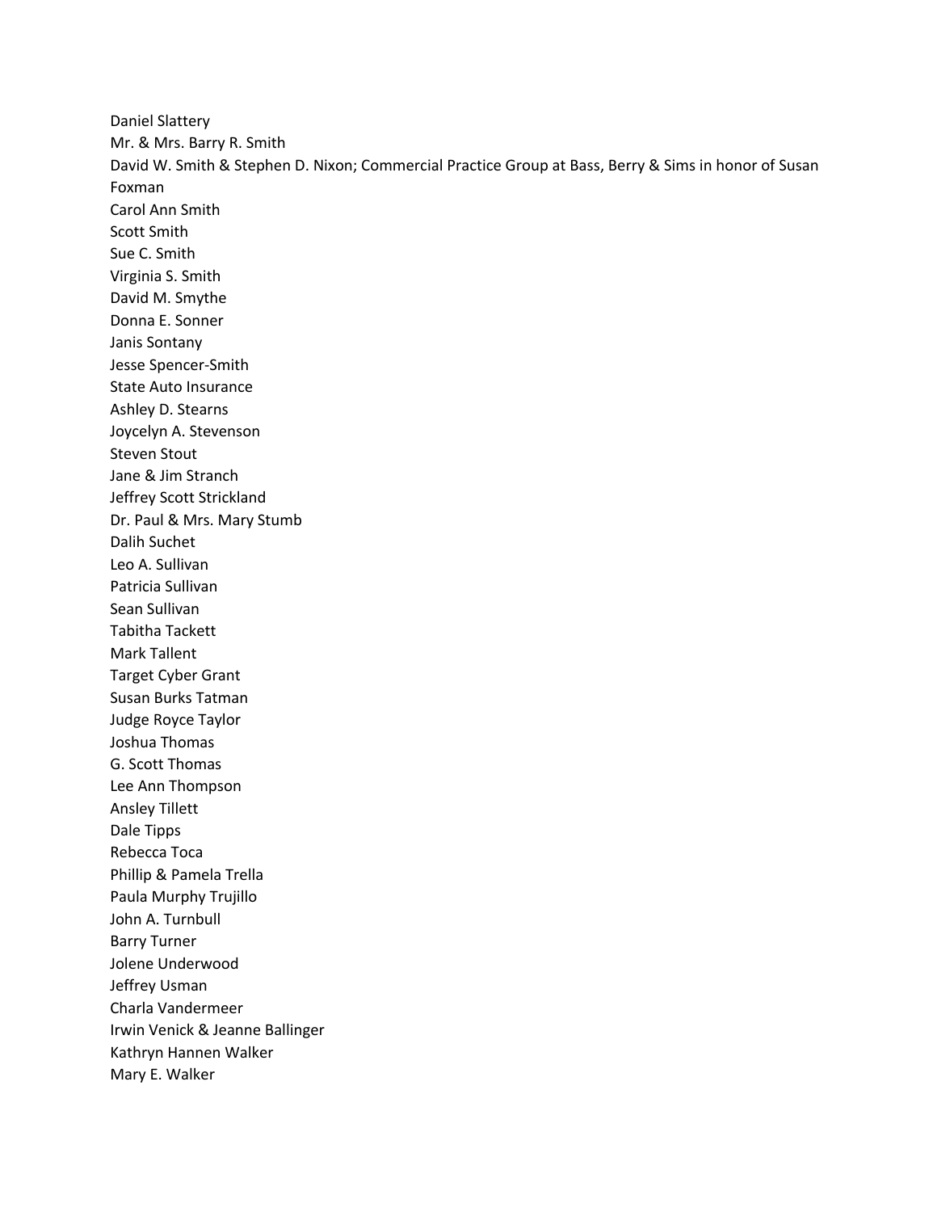Daniel Slattery
Mr. & Mrs. Barry R. Smith
David W. Smith & Stephen D. Nixon; Commercial Practice Group at Bass, Berry & Sims in honor of Susan Foxman
Carol Ann Smith
Scott Smith
Sue C. Smith
Virginia S. Smith
David M. Smythe
Donna E. Sonner
Janis Sontany
Jesse Spencer-Smith
State Auto Insurance
Ashley D. Stearns
Joycelyn A. Stevenson
Steven Stout
Jane & Jim Stranch
Jeffrey Scott Strickland
Dr. Paul & Mrs. Mary Stumb
Dalih Suchet
Leo A. Sullivan
Patricia Sullivan
Sean Sullivan
Tabitha Tackett
Mark Tallent
Target Cyber Grant
Susan Burks Tatman
Judge Royce Taylor
Joshua Thomas
G. Scott Thomas
Lee Ann Thompson
Ansley Tillett
Dale Tipps
Rebecca Toca
Phillip & Pamela Trella
Paula Murphy Trujillo
John A. Turnbull
Barry Turner
Jolene Underwood
Jeffrey Usman
Charla Vandermeer
Irwin Venick & Jeanne Ballinger
Kathryn Hannen Walker
Mary E. Walker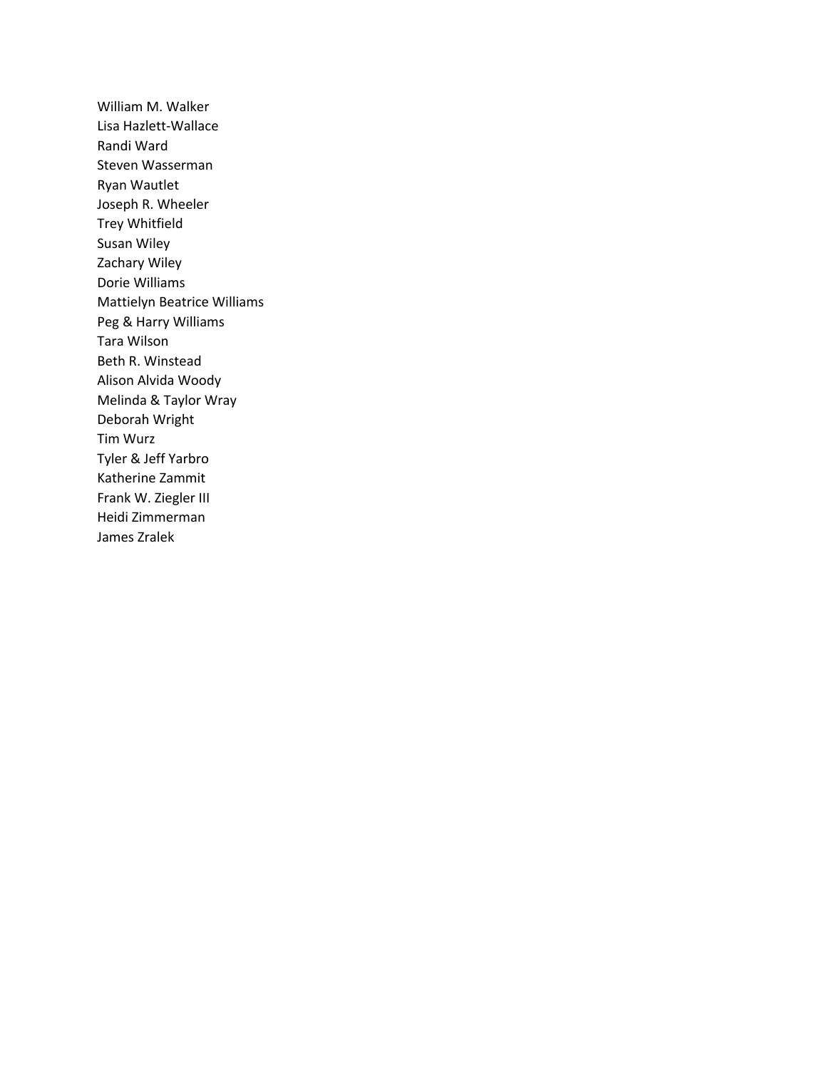William M. Walker
Lisa Hazlett-Wallace
Randi Ward
Steven Wasserman
Ryan Wautlet
Joseph R. Wheeler
Trey Whitfield
Susan Wiley
Zachary Wiley
Dorie Williams
Mattielyn Beatrice Williams
Peg & Harry Williams
Tara Wilson
Beth R. Winstead
Alison Alvida Woody
Melinda & Taylor Wray
Deborah Wright
Tim Wurz
Tyler & Jeff Yarbro
Katherine Zammit
Frank W. Ziegler III
Heidi Zimmerman
James Zralek